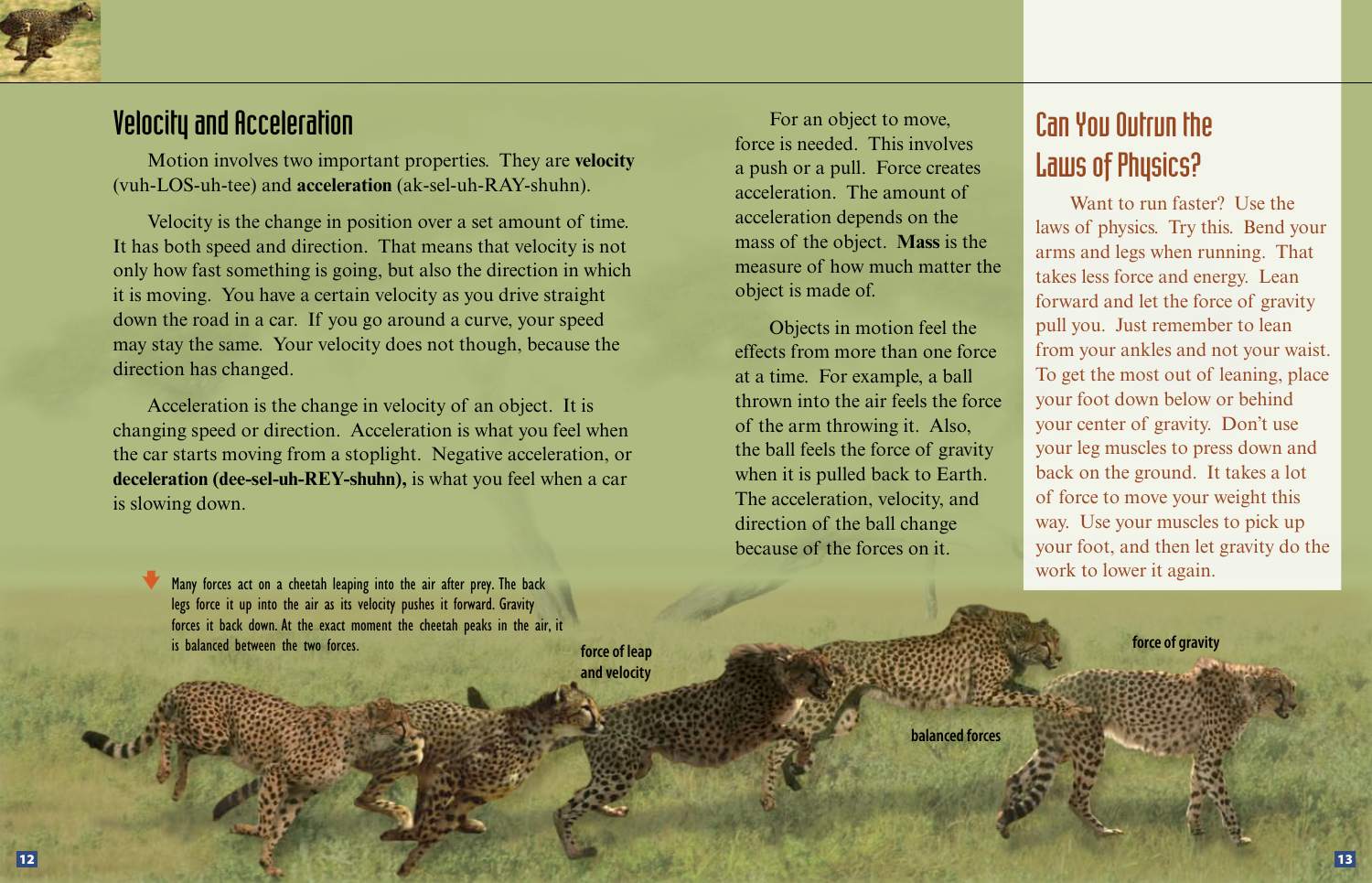## Velocity and Acceleration

Motion involves two important properties. They are **velocity** (vuh-LOS-uh-tee) and **acceleration** (ak-sel-uh-RAY-shuhn).

Velocity is the change in position over a set amount of time. It has both speed and direction. That means that velocity is not only how fast something is going, but also the direction in which it is moving. You have a certain velocity as you drive straight down the road in a car. If you go around a curve, your speed may stay the same. Your velocity does not though, because the direction has changed.

Acceleration is the change in velocity of an object. It is changing speed or direction. Acceleration is what you feel when the car starts moving from a stoplight. Negative acceleration, or **deceleration (dee-sel-uh-REY-shuhn),** is what you feel when a car is slowing down.

For an object to move, force is needed. This involves a push or a pull. Force creates acceleration. The amount of acceleration depends on the mass of the object. **Mass** is the measure of how much matter the object is made of.

Objects in motion feel the effects from more than one force at a time. For example, a ball thrown into the air feels the force of the arm throwing it. Also, the ball feels the force of gravity when it is pulled back to Earth. The acceleration, velocity, and direction of the ball change because of the forces on it.

Many forces act on a cheetah leaping into the air after prey. The back legs force it up into the air as its velocity pushes it forward. Gravity forces it back down. At the exact moment the cheetah peaks in the air, it is balanced between the two forces.

force of leap and velocity

balanced forces

force of gravity

## Can You Outrun the Laws of Physics?

Want to run faster? Use the laws of physics. Try this. Bend your arms and legs when running. That takes less force and energy. Lean forward and let the force of gravity pull you. Just remember to lean from your ankles and not your waist. To get the most out of leaning, place your foot down below or behind your center of gravity. Don't use your leg muscles to press down and back on the ground. It takes a lot of force to move your weight this way. Use your muscles to pick up your foot, and then let gravity do the work to lower it again.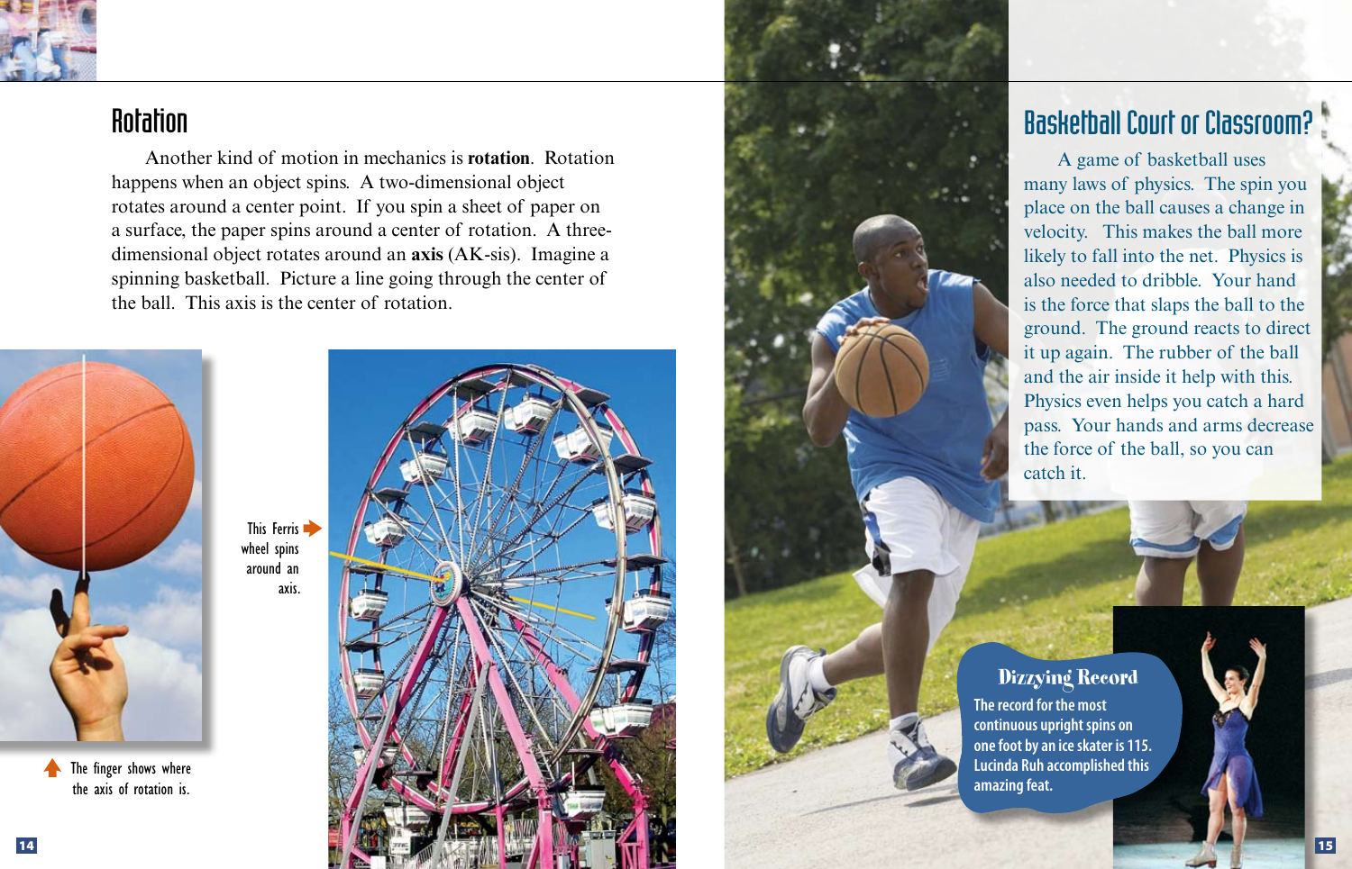## Rotation

Another kind of motion in mechanics is **rotation**. Rotation happens when an object spins. A two-dimensional object rotates around a center point. If you spin a sheet of paper on a surface, the paper spins around a center of rotation. A three-dimensional object rotates around an **axis** (AK-sis). Imagine a spinning basketball. Picture a line going through the center of the ball. This axis is the center of rotation.

The finger shows where the axis of rotation is.

This Ferris wheel spins around an axis.

## Basketball Court or Classroom?

A game of basketball uses many laws of physics. The spin you place on the ball causes a change in velocity. This makes the ball more likely to fall into the net. Physics is also needed to dribble. Your hand is the force that slaps the ball to the ground. The ground reacts to direct it up again. The rubber of the ball and the air inside it help with this. Physics even helps you catch a hard pass. Your hands and arms decrease the force of the ball, so you can catch it.

### Dizzying Record

The record for the most continuous upright spins on one foot by an ice skater is 115. Lucinda Ruh accomplished this amazing feat.